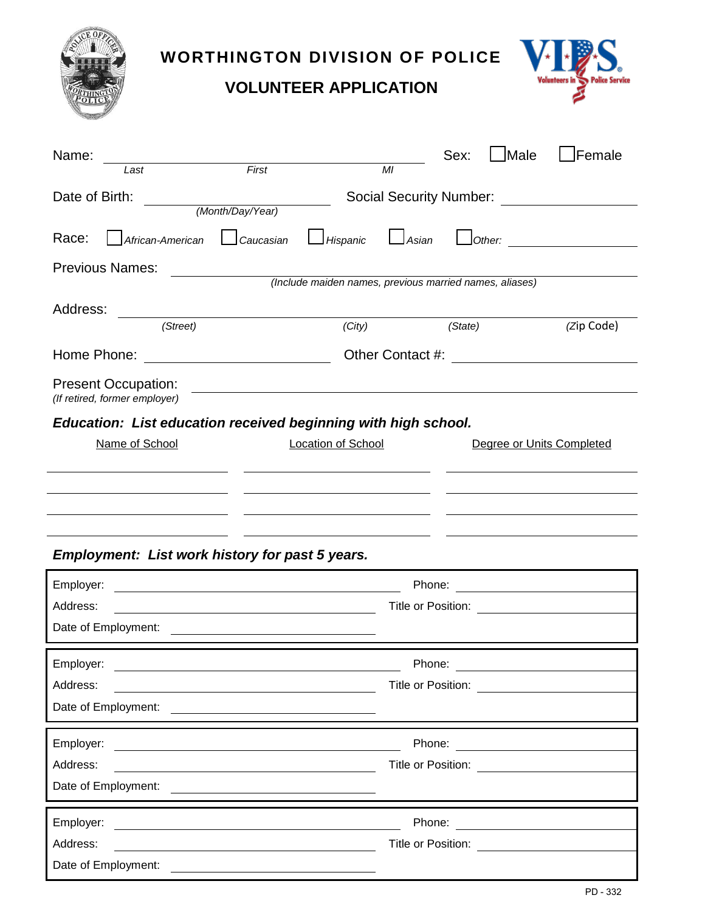# WORTHINGTON DIVISION OF POLICE

## VOLUNTEER APPLICATION

Name: ______________________________________________ Sex: ☐ Male ☐ Female
*Last* *First* *MI*

Date of Birth: ____________________ Social Security Number: ____________________
*(Month/Day/Year)*

Race: ☐ *African-American* ☐ *Caucasian* ☐ *Hispanic* ☐ *Asian* ☐ *Other:* ____________

Previous Names: ______________________________________________
*(Include maiden names, previous married names, aliases)*

Address: ______________________________________________
*(Street)* *(City)* *(State)* *(Zip Code)*

Home Phone: ____________________ Other Contact #: ____________________

Present Occupation: ______________________________________________
*(If retired, former employer)*

***Education: List education received beginning with high school.***

| Name of School | Location of School | Degree or Units Completed |
|---|---|---|
| | | |
| | | |
| | | |
| | | |

***Employment: List work history for past 5 years.***

Employer: ______________________________ Phone: ____________________
Address: ______________________________ Title or Position: ____________________
Date of Employment: ______________________________

Employer: ______________________________ Phone: ____________________
Address: ______________________________ Title or Position: ____________________
Date of Employment: ______________________________

Employer: ______________________________ Phone: ____________________
Address: ______________________________ Title or Position: ____________________
Date of Employment: ______________________________

Employer: ______________________________ Phone: ____________________
Address: ______________________________ Title or Position: ____________________
Date of Employment: ______________________________

PD - 332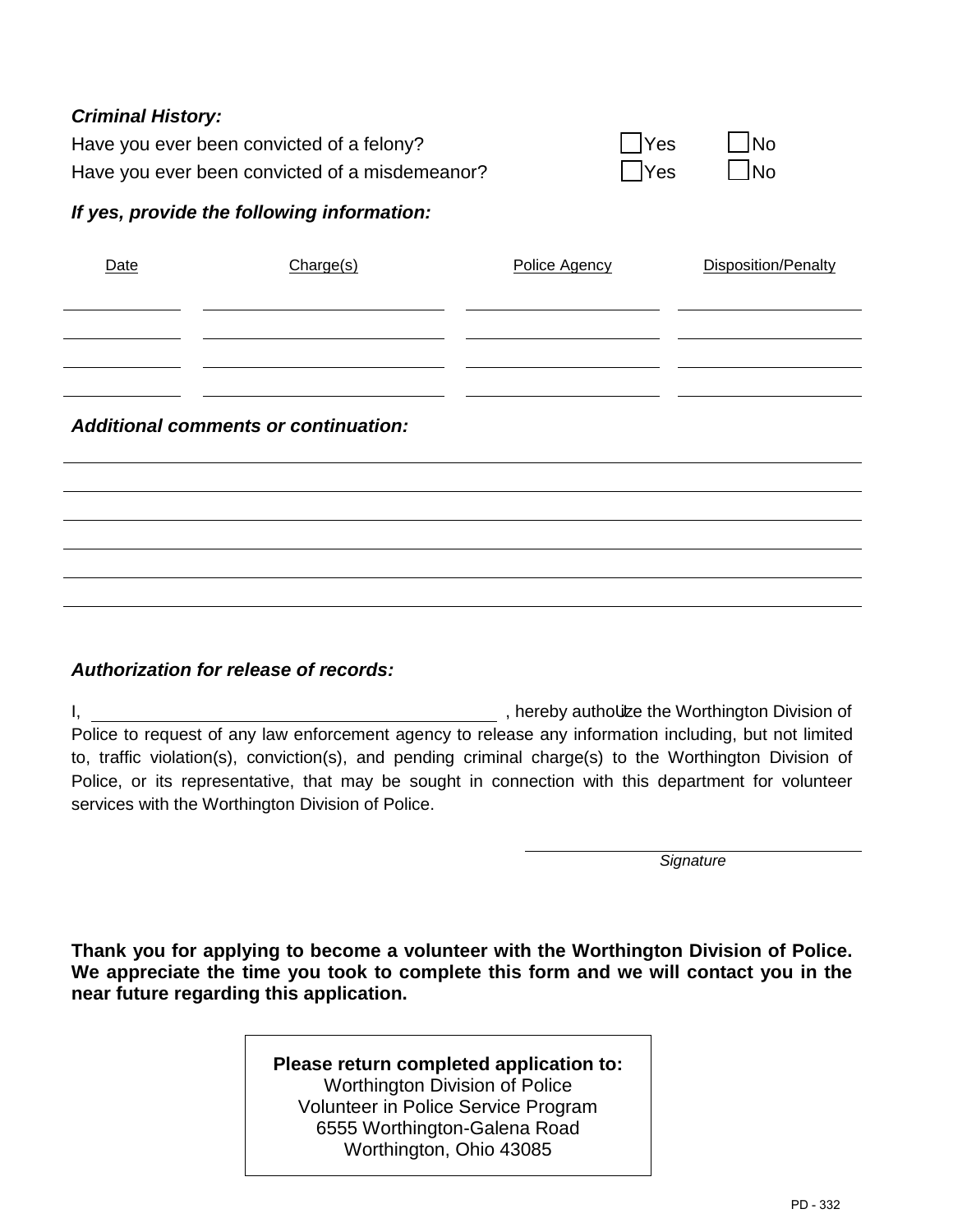***Criminal History:***

Have you ever been convicted of a felony? ☐ Yes ☐ No

Have you ever been convicted of a misdemeanor? ☐ Yes ☐ No

***If yes, provide the following information:***

| Date | Charge(s) | Police Agency | Disposition/Penalty |
|---|---|---|---|
| | | | |
| | | | |
| | | | |
| | | | |

***Additional comments or continuation:***

______________________________________________________________________

______________________________________________________________________

______________________________________________________________________

______________________________________________________________________

______________________________________________________________________

______________________________________________________________________

***Authorization for release of records:***

I, ______________________________ , hereby authorize the Worthington Division of Police to request of any law enforcement agency to release any information including, but not limited to, traffic violation(s), conviction(s), and pending criminal charge(s) to the Worthington Division of Police, or its representative, that may be sought in connection with this department for volunteer services with the Worthington Division of Police.

______________________________
*Signature*

**Thank you for applying to become a volunteer with the Worthington Division of Police. We appreciate the time you took to complete this form and we will contact you in the near future regarding this application.**

**Please return completed application to:**
Worthington Division of Police
Volunteer in Police Service Program
6555 Worthington-Galena Road
Worthington, Ohio 43085

PD - 332